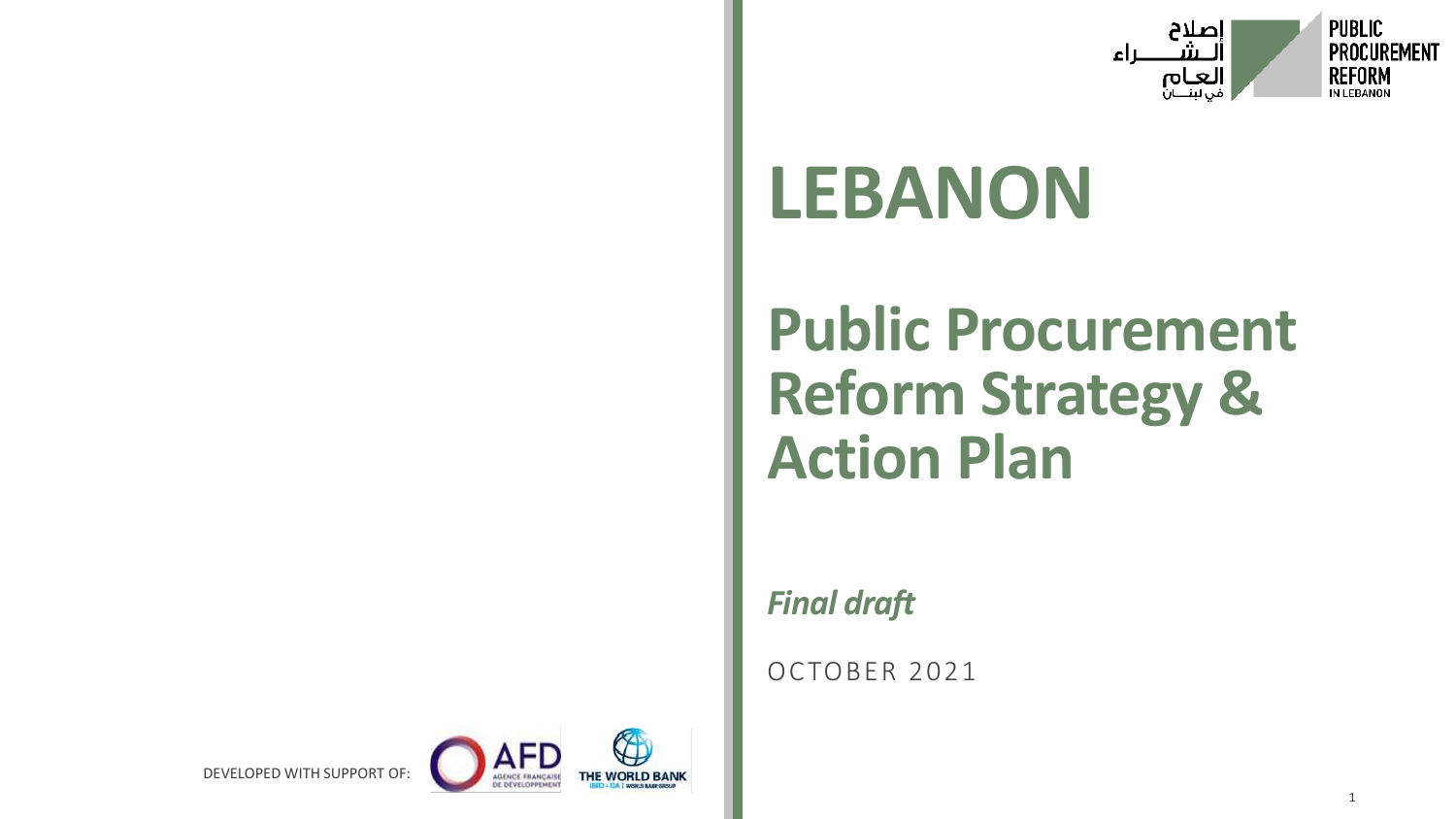إصلاح الشـــراء العـام في لبنـــان

PUBLIC PROCUREMENT REFORM IN LEBANON

# LEBANON

# Public Procurement Reform Strategy & Action Plan

***Final draft***

OCTOBER 2021

DEVELOPED WITH SUPPORT OF: AFD AGENCE FRANÇAISE DE DÉVELOPPEMENT, THE WORLD BANK IBRD • IDA | WORLD BANK GROUP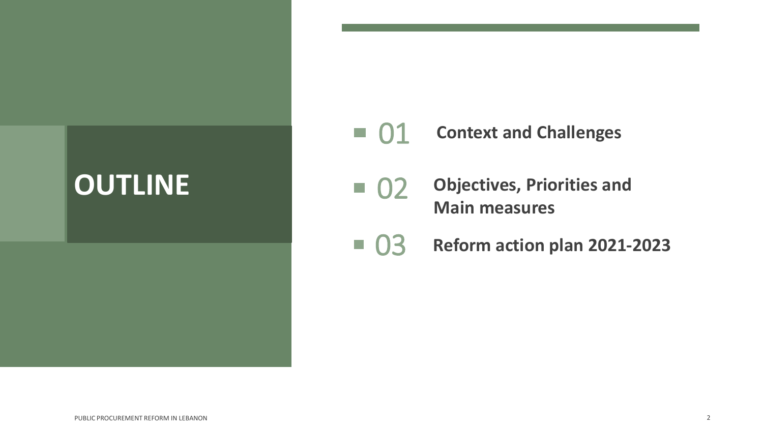# OUTLINE

- 01 **Context and Challenges**
- 02 **Objectives, Priorities and Main measures**
- 03 **Reform action plan 2021-2023**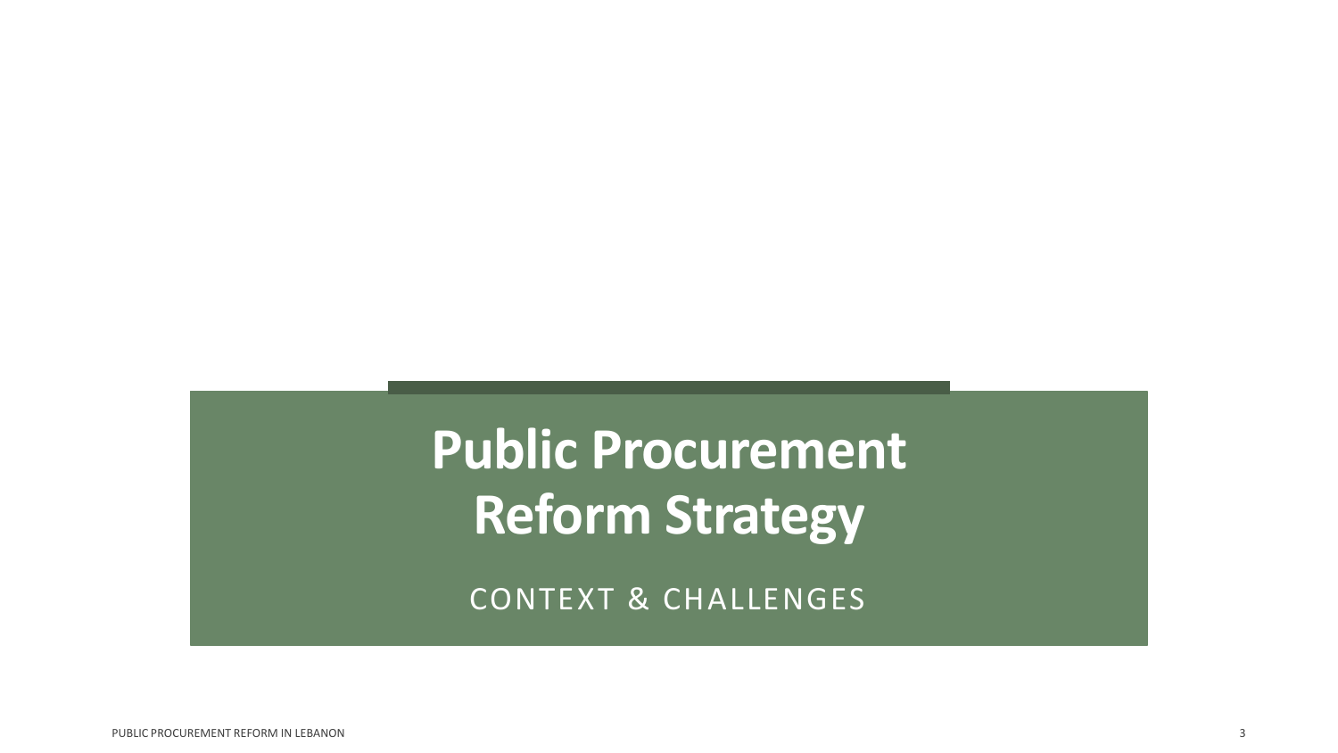# Public Procurement Reform Strategy

CONTEXT & CHALLENGES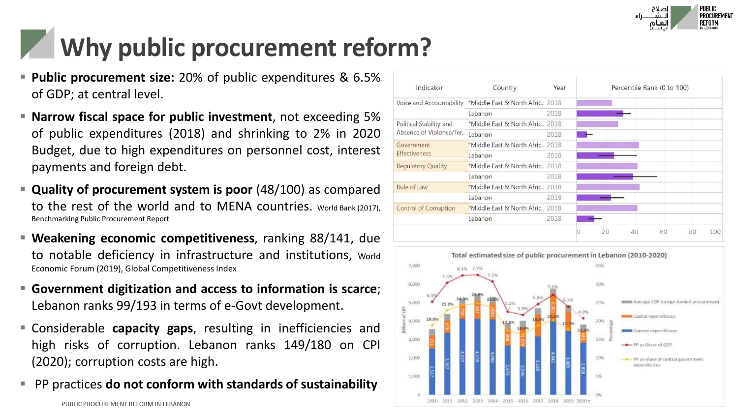# Why public procurement reform?

- **Public procurement size:** 20% of public expenditures & 6.5% of GDP; at central level.
- **Narrow fiscal space for public investment**, not exceeding 5% of public expenditures (2018) and shrinking to 2% in 2020 Budget, due to high expenditures on personnel cost, interest payments and foreign debt.
- **Quality of procurement system is poor** (48/100) as compared to the rest of the world and to MENA countries. World Bank (2017), Benchmarking Public Procurement Report
- **Weakening economic competitiveness**, ranking 88/141, due to notable deficiency in infrastructure and institutions, World Economic Forum (2019), Global Competitiveness Index
- **Government digitization and access to information is scarce**; Lebanon ranks 99/193 in terms of e-Govt development.
- Considerable **capacity gaps**, resulting in inefficiencies and high risks of corruption. Lebanon ranks 149/180 on CPI (2020); corruption costs are high.
- PP practices **do not conform with standards of sustainability**

Indicator | Country | Year | Percentile Rank (0 to 100)

Voice and Accountability — *Middle East & North Afric.. 2018; Lebanon 2018
Political Stability and Absence of Violence/Ter.. — *Middle East & North Afric.. 2018; Lebanon 2018
Government Effectiveness — *Middle East & North Afric.. 2018; Lebanon 2018
Regulatory Quality — *Middle East & North Afric.. 2018; Lebanon 2018
Rule of Law — *Middle East & North Afric.. 2018; Lebanon 2018
Control of Corruption — *Middle East & North Afric.. 2018; Lebanon 2018

0 20 40 60 80 100

Total estimated size of public procurement in Lebanon (2010-2020)

Billions of LBP: 0, 1,000, 2,000, 3,000, 4,000, 5,000, 6,000, 7,000
Percentage: 0%, 5%, 10%, 15%, 20%, 25%, 30%, 35%

2010 2011 2012 2013 2014 2015 2016 2017 2018 2019 2020-e

6.4% 7.5% 8.1% 7.7% 7.1% 5.1% 5.3% 5.8% 7.0% 6.3% 4.9%

18.9% 23.0% 24.3% 24.9% 23.6% 17.5% 16.4% 18.8% 20.2% 17.7% 15.4%

2,517 3,367 4,127 4,130 4,090 2,673 2,596 3,165 4,042 3,485 2,828

701 676 769 987 883 888 1,079 1,382 951

- Average CDR foreign-funded procurement
- Capital expenditures
- Current expenditures
- PP as Share of GDP
- PP as share of central government expenditures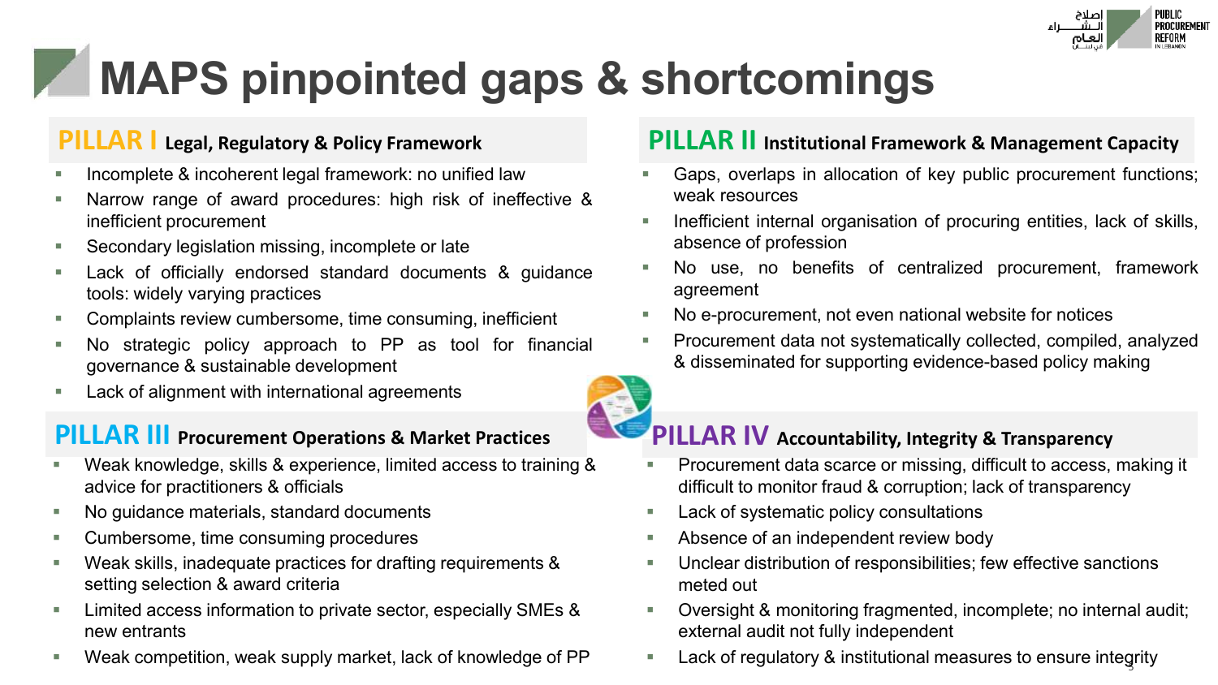# MAPS pinpointed gaps & shortcomings

## PILLAR I Legal, Regulatory & Policy Framework

- Incomplete & incoherent legal framework: no unified law
- Narrow range of award procedures: high risk of ineffective & inefficient procurement
- Secondary legislation missing, incomplete or late
- Lack of officially endorsed standard documents & guidance tools: widely varying practices
- Complaints review cumbersome, time consuming, inefficient
- No strategic policy approach to PP as tool for financial governance & sustainable development
- Lack of alignment with international agreements

## PILLAR II Institutional Framework & Management Capacity

- Gaps, overlaps in allocation of key public procurement functions; weak resources
- Inefficient internal organisation of procuring entities, lack of skills, absence of profession
- No use, no benefits of centralized procurement, framework agreement
- No e-procurement, not even national website for notices
- Procurement data not systematically collected, compiled, analyzed & disseminated for supporting evidence-based policy making

## PILLAR III Procurement Operations & Market Practices

- Weak knowledge, skills & experience, limited access to training & advice for practitioners & officials
- No guidance materials, standard documents
- Cumbersome, time consuming procedures
- Weak skills, inadequate practices for drafting requirements & setting selection & award criteria
- Limited access information to private sector, especially SMEs & new entrants
- Weak competition, weak supply market, lack of knowledge of PP

## PILLAR IV Accountability, Integrity & Transparency

- Procurement data scarce or missing, difficult to access, making it difficult to monitor fraud & corruption; lack of transparency
- Lack of systematic policy consultations
- Absence of an independent review body
- Unclear distribution of responsibilities; few effective sanctions meted out
- Oversight & monitoring fragmented, incomplete; no internal audit; external audit not fully independent
- Lack of regulatory & institutional measures to ensure integrity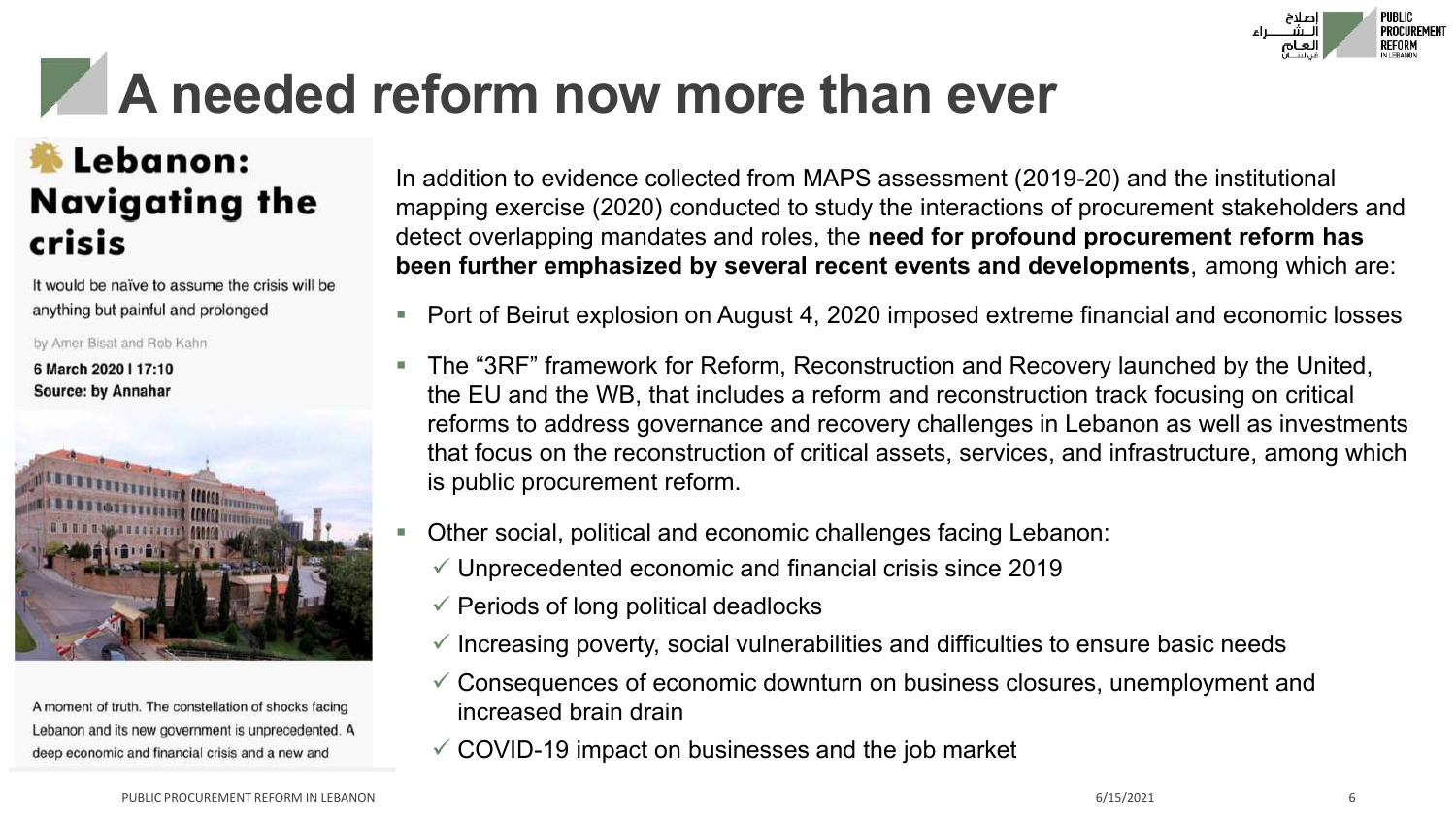# A needed reform now more than ever

## Lebanon: Navigating the crisis

It would be naïve to assume the crisis will be anything but painful and prolonged

by Amer Bisat and Rob Kahn

**6 March 2020 I 17:10**
**Source: by Annahar**

A moment of truth. The constellation of shocks facing Lebanon and its new government is unprecedented. A deep economic and financial crisis and a new and

In addition to evidence collected from MAPS assessment (2019-20) and the institutional mapping exercise (2020) conducted to study the interactions of procurement stakeholders and detect overlapping mandates and roles, the **need for profound procurement reform has been further emphasized by several recent events and developments**, among which are:

- Port of Beirut explosion on August 4, 2020 imposed extreme financial and economic losses
- The "3RF" framework for Reform, Reconstruction and Recovery launched by the United, the EU and the WB, that includes a reform and reconstruction track focusing on critical reforms to address governance and recovery challenges in Lebanon as well as investments that focus on the reconstruction of critical assets, services, and infrastructure, among which is public procurement reform.
- Other social, political and economic challenges facing Lebanon:
  - ✓ Unprecedented economic and financial crisis since 2019
  - ✓ Periods of long political deadlocks
  - ✓ Increasing poverty, social vulnerabilities and difficulties to ensure basic needs
  - ✓ Consequences of economic downturn on business closures, unemployment and increased brain drain
  - ✓ COVID-19 impact on businesses and the job market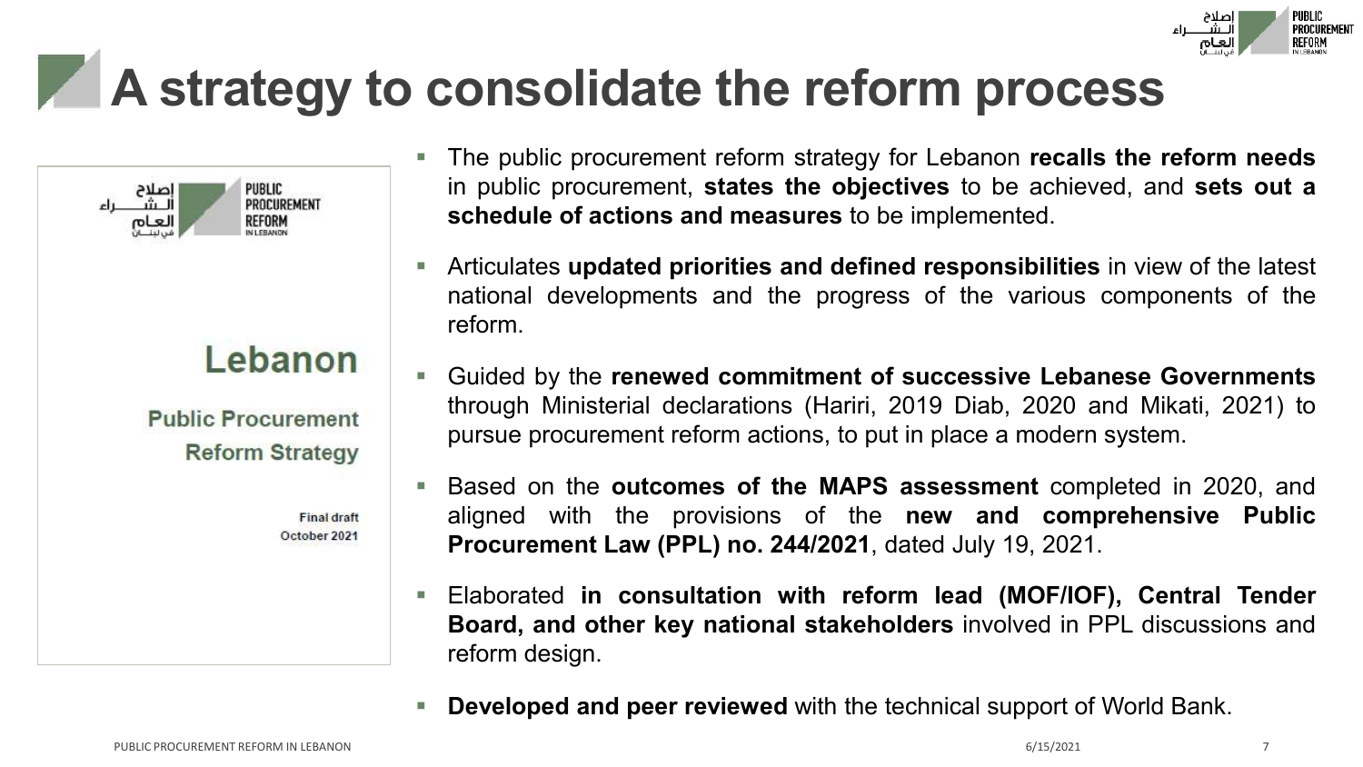# A strategy to consolidate the reform process

Lebanon

Public Procurement Reform Strategy

Final draft
October 2021

- The public procurement reform strategy for Lebanon **recalls the reform needs** in public procurement, **states the objectives** to be achieved, and **sets out a schedule of actions and measures** to be implemented.
- Articulates **updated priorities and defined responsibilities** in view of the latest national developments and the progress of the various components of the reform.
- Guided by the **renewed commitment of successive Lebanese Governments** through Ministerial declarations (Hariri, 2019 Diab, 2020 and Mikati, 2021) to pursue procurement reform actions, to put in place a modern system.
- Based on the **outcomes of the MAPS assessment** completed in 2020, and aligned with the provisions of the **new and comprehensive Public Procurement Law (PPL) no. 244/2021**, dated July 19, 2021.
- Elaborated **in consultation with reform lead (MOF/IOF), Central Tender Board, and other key national stakeholders** involved in PPL discussions and reform design.
- **Developed and peer reviewed** with the technical support of World Bank.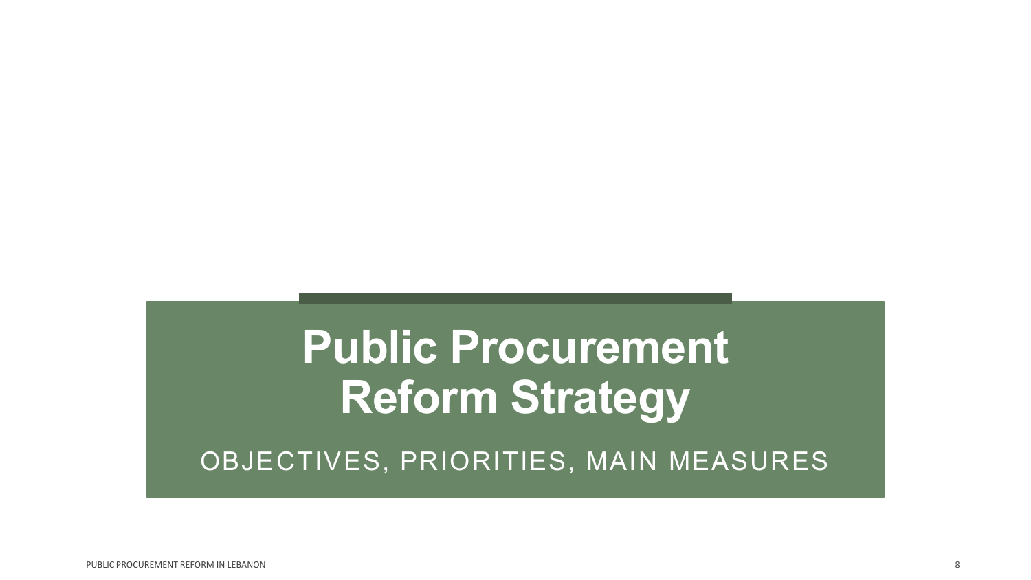# Public Procurement Reform Strategy

OBJECTIVES, PRIORITIES, MAIN MEASURES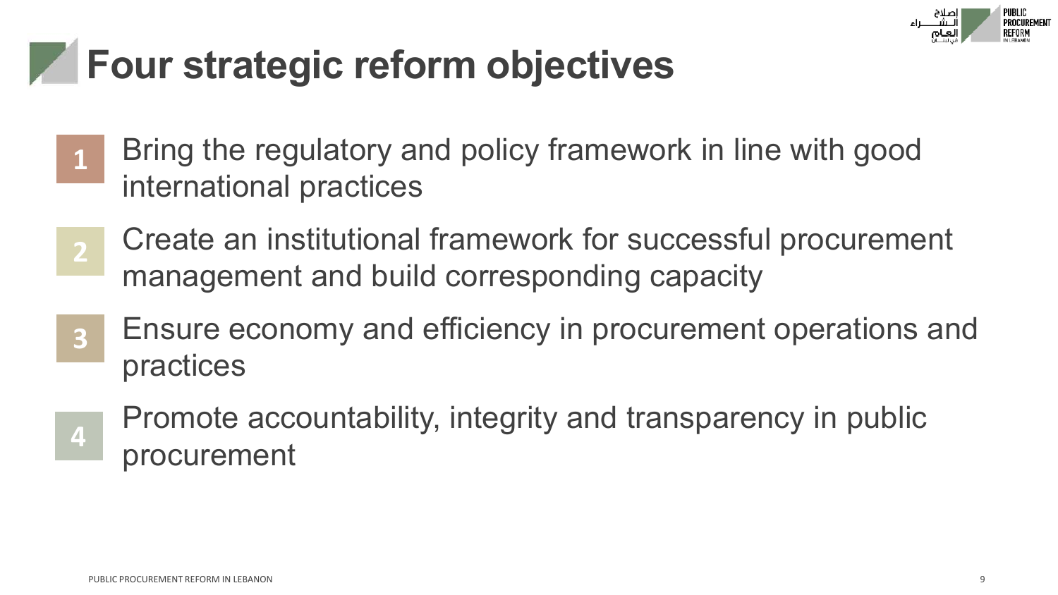# Four strategic reform objectives

1. Bring the regulatory and policy framework in line with good international practices
2. Create an institutional framework for successful procurement management and build corresponding capacity
3. Ensure economy and efficiency in procurement operations and practices
4. Promote accountability, integrity and transparency in public procurement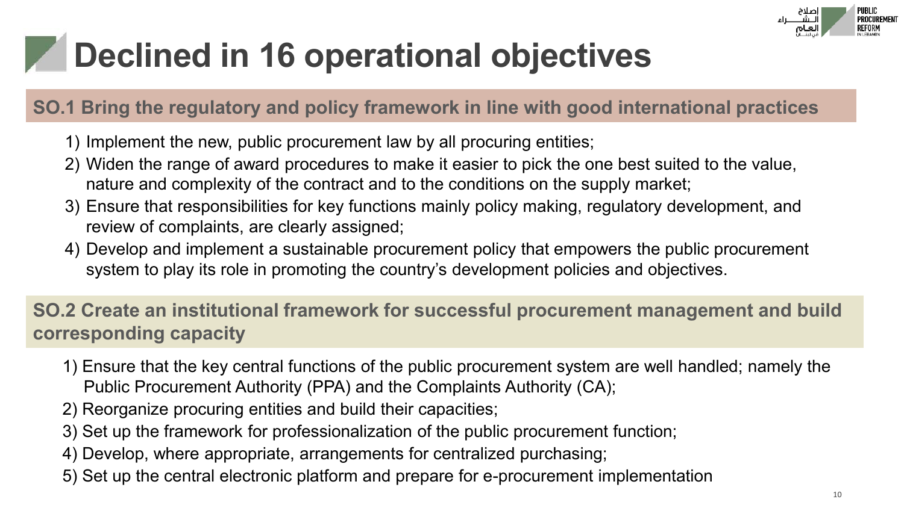# Declined in 16 operational objectives

## SO.1 Bring the regulatory and policy framework in line with good international practices

1) Implement the new, public procurement law by all procuring entities;
2) Widen the range of award procedures to make it easier to pick the one best suited to the value, nature and complexity of the contract and to the conditions on the supply market;
3) Ensure that responsibilities for key functions mainly policy making, regulatory development, and review of complaints, are clearly assigned;
4) Develop and implement a sustainable procurement policy that empowers the public procurement system to play its role in promoting the country's development policies and objectives.

## SO.2 Create an institutional framework for successful procurement management and build corresponding capacity

1) Ensure that the key central functions of the public procurement system are well handled; namely the Public Procurement Authority (PPA) and the Complaints Authority (CA);
2) Reorganize procuring entities and build their capacities;
3) Set up the framework for professionalization of the public procurement function;
4) Develop, where appropriate, arrangements for centralized purchasing;
5) Set up the central electronic platform and prepare for e-procurement implementation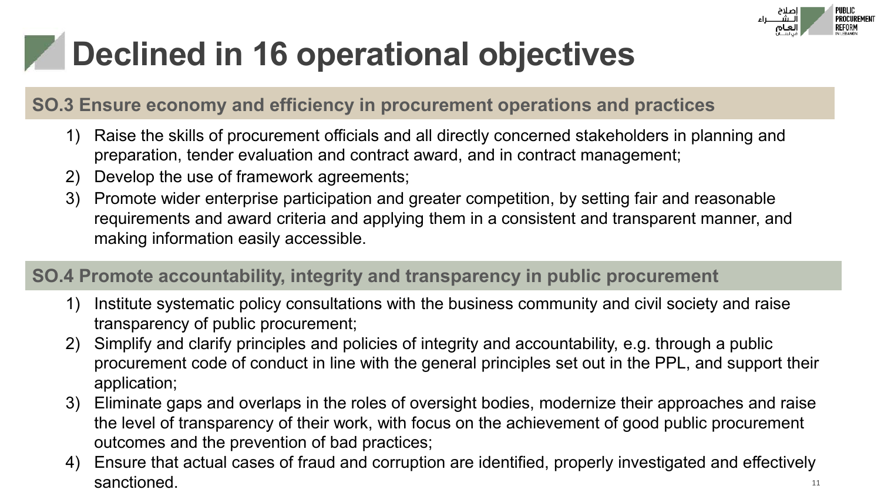# Declined in 16 operational objectives

## SO.3 Ensure economy and efficiency in procurement operations and practices

1) Raise the skills of procurement officials and all directly concerned stakeholders in planning and preparation, tender evaluation and contract award, and in contract management;
2) Develop the use of framework agreements;
3) Promote wider enterprise participation and greater competition, by setting fair and reasonable requirements and award criteria and applying them in a consistent and transparent manner, and making information easily accessible.

## SO.4 Promote accountability, integrity and transparency in public procurement

1) Institute systematic policy consultations with the business community and civil society and raise transparency of public procurement;
2) Simplify and clarify principles and policies of integrity and accountability, e.g. through a public procurement code of conduct in line with the general principles set out in the PPL, and support their application;
3) Eliminate gaps and overlaps in the roles of oversight bodies, modernize their approaches and raise the level of transparency of their work, with focus on the achievement of good public procurement outcomes and the prevention of bad practices;
4) Ensure that actual cases of fraud and corruption are identified, properly investigated and effectively sanctioned.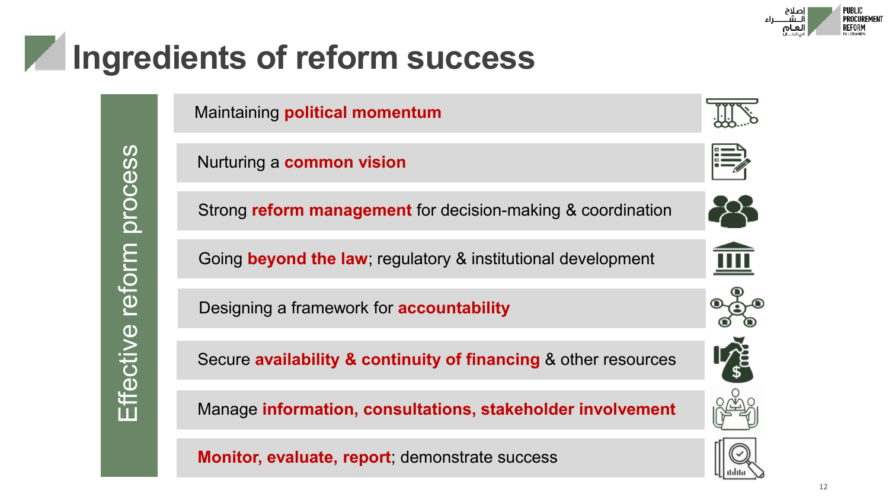# Ingredients of reform success

**Effective reform process**

- Maintaining **political momentum**
- Nurturing a **common vision**
- Strong **reform management** for decision-making & coordination
- Going **beyond the law**; regulatory & institutional development
- Designing a framework for **accountability**
- Secure **availability & continuity of financing** & other resources
- Manage **information, consultations, stakeholder involvement**
- **Monitor, evaluate, report**; demonstrate success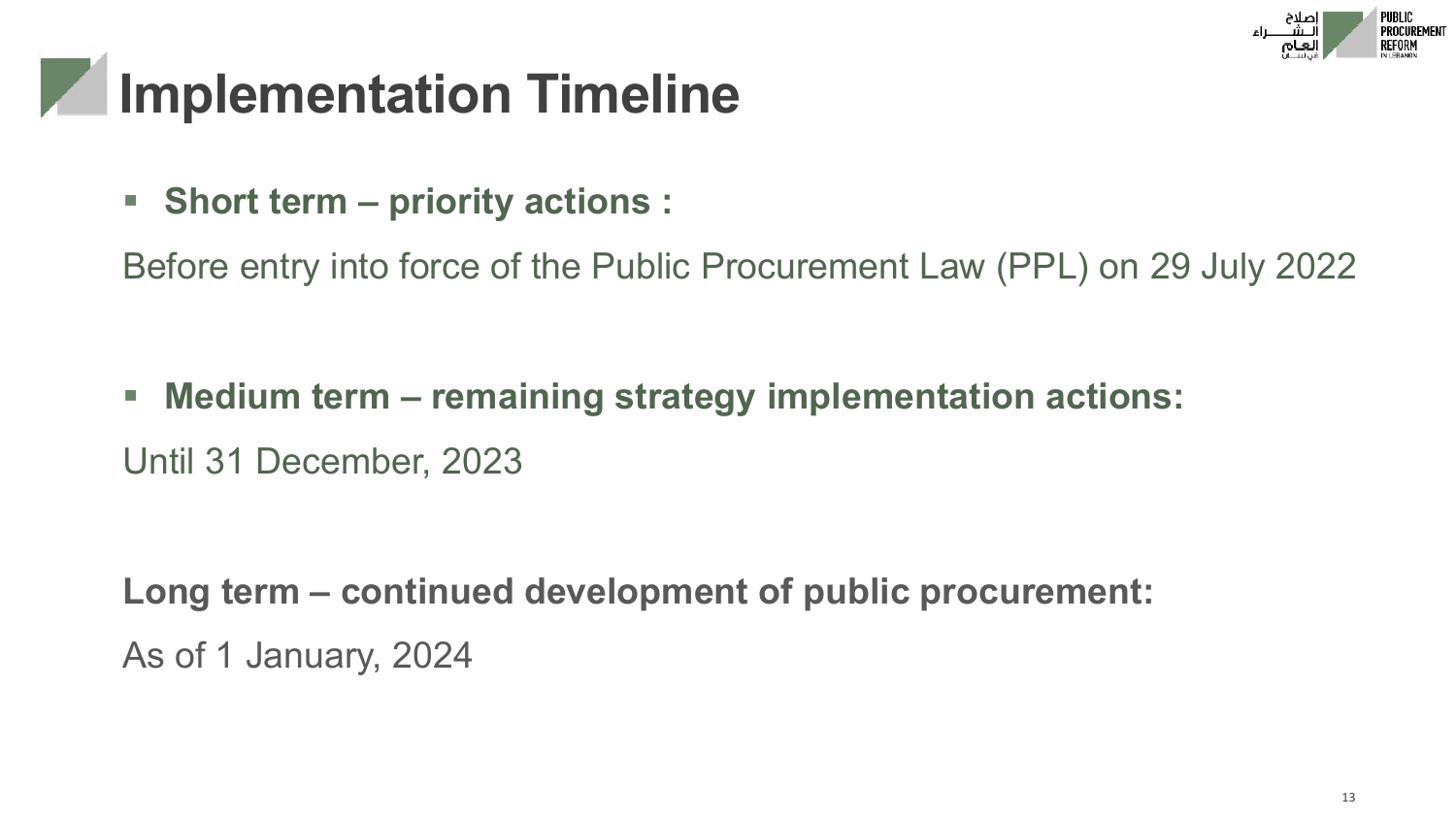# Implementation Timeline

- **Short term – priority actions :**

Before entry into force of the Public Procurement Law (PPL) on 29 July 2022

- **Medium term – remaining strategy implementation actions:**

Until 31 December, 2023

**Long term – continued development of public procurement:**

As of 1 January, 2024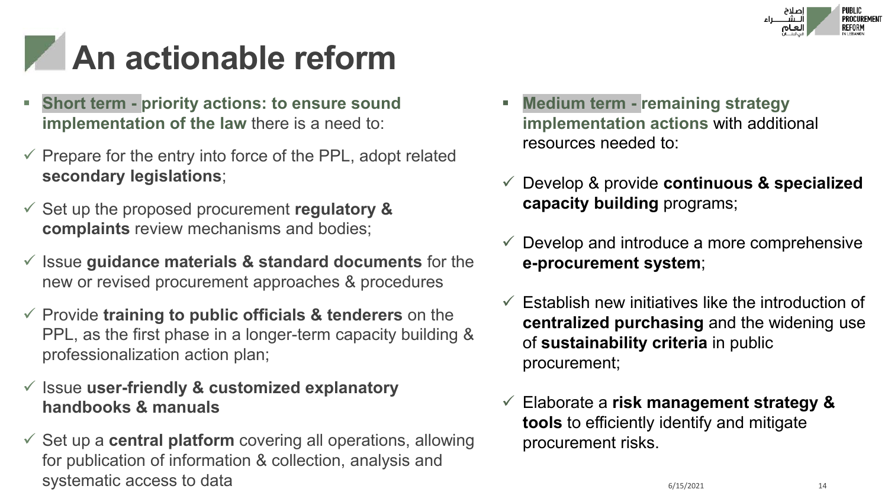# An actionable reform

- **Short term - priority actions: to ensure sound implementation of the law** there is a need to:

  - ✓ Prepare for the entry into force of the PPL, adopt related **secondary legislations**;
  - ✓ Set up the proposed procurement **regulatory & complaints** review mechanisms and bodies;
  - ✓ Issue **guidance materials & standard documents** for the new or revised procurement approaches & procedures
  - ✓ Provide **training to public officials & tenderers** on the PPL, as the first phase in a longer-term capacity building & professionalization action plan;
  - ✓ Issue **user-friendly & customized explanatory handbooks & manuals**
  - ✓ Set up a **central platform** covering all operations, allowing for publication of information & collection, analysis and systematic access to data

- **Medium term - remaining strategy implementation actions** with additional resources needed to:

  - ✓ Develop & provide **continuous & specialized capacity building** programs;
  - ✓ Develop and introduce a more comprehensive **e-procurement system**;
  - ✓ Establish new initiatives like the introduction of **centralized purchasing** and the widening use of **sustainability criteria** in public procurement;
  - ✓ Elaborate a **risk management strategy & tools** to efficiently identify and mitigate procurement risks.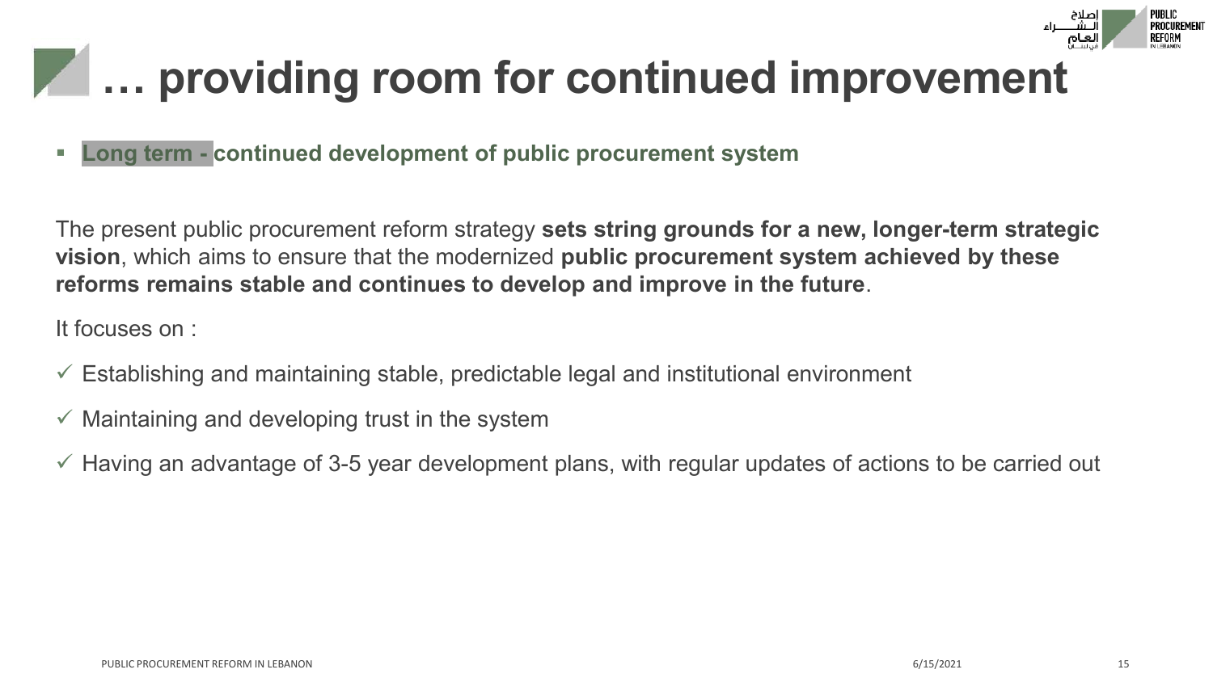# … providing room for continued improvement

- **Long term - continued development of public procurement system**

The present public procurement reform strategy **sets string grounds for a new, longer-term strategic vision**, which aims to ensure that the modernized **public procurement system achieved by these reforms remains stable and continues to develop and improve in the future**.

It focuses on :

- ✓ Establishing and maintaining stable, predictable legal and institutional environment
- ✓ Maintaining and developing trust in the system
- ✓ Having an advantage of 3-5 year development plans, with regular updates of actions to be carried out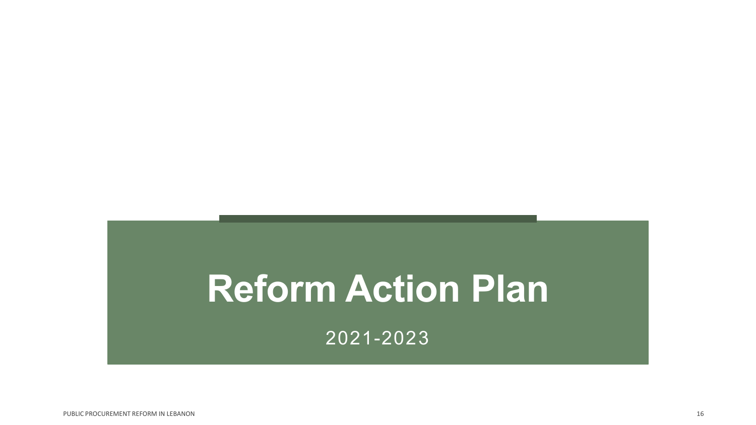# Reform Action Plan

2021-2023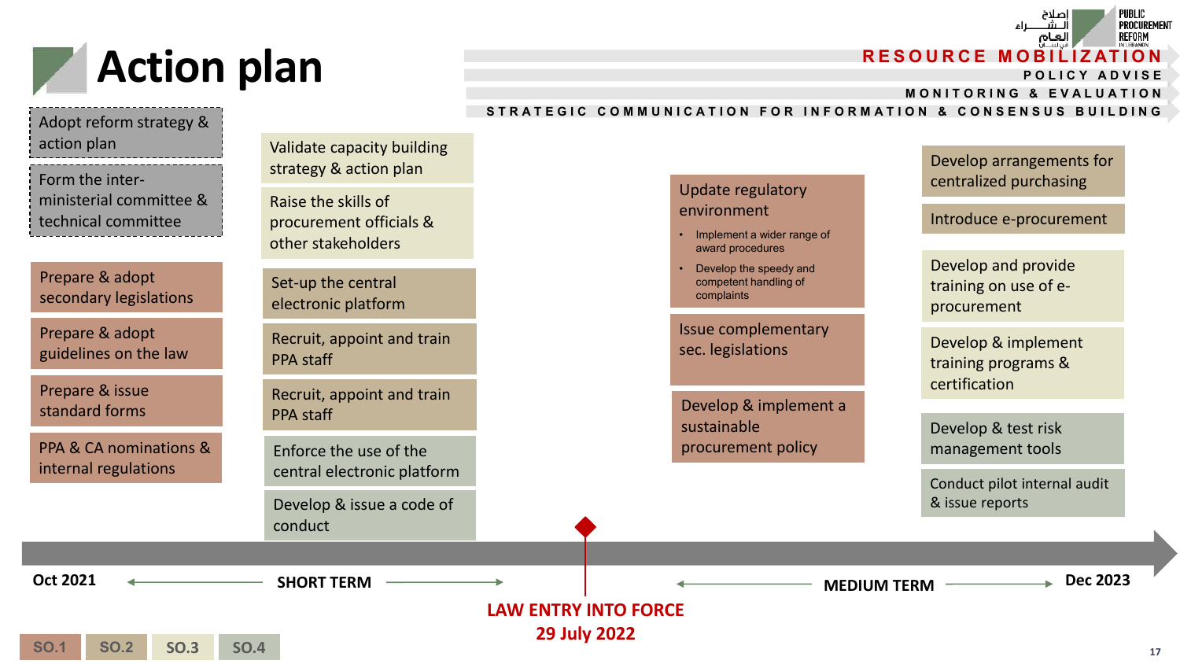# Action plan

RESOURCE MOBILIZATION

POLICY ADVISE

MONITORING & EVALUATION

STRATEGIC COMMUNICATION FOR INFORMATION & CONSENSUS BUILDING

- Adopt reform strategy & action plan
- Form the inter-ministerial committee & technical committee
- Prepare & adopt secondary legislations
- Prepare & adopt guidelines on the law
- Prepare & issue standard forms
- PPA & CA nominations & internal regulations

- Validate capacity building strategy & action plan
- Raise the skills of procurement officials & other stakeholders
- Set-up the central electronic platform
- Recruit, appoint and train PPA staff
- Recruit, appoint and train PPA staff
- Enforce the use of the central electronic platform
- Develop & issue a code of conduct

- Update regulatory environment
  - Implement a wider range of award procedures
  - Develop the speedy and competent handling of complaints
- Issue complementary sec. legislations
- Develop & implement a sustainable procurement policy

- Develop arrangements for centralized purchasing
- Introduce e-procurement
- Develop and provide training on use of e-procurement
- Develop & implement training programs & certification
- Develop & test risk management tools
- Conduct pilot internal audit & issue reports

Oct 2021 — SHORT TERM — MEDIUM TERM — Dec 2023

LAW ENTRY INTO FORCE
29 July 2022

SO.1 SO.2 SO.3 SO.4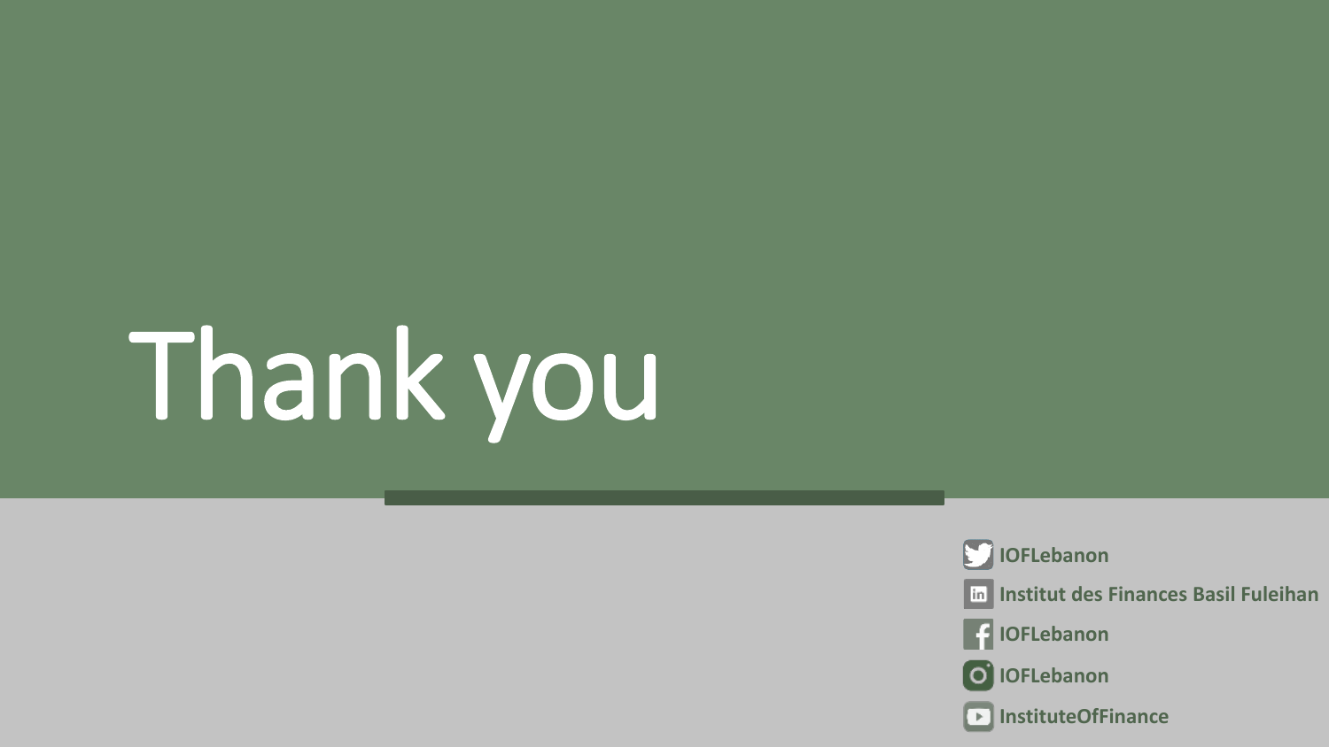# Thank you

IOFLebanon

Institut des Finances Basil Fuleihan

IOFLebanon

IOFLebanon

InstituteOfFinance